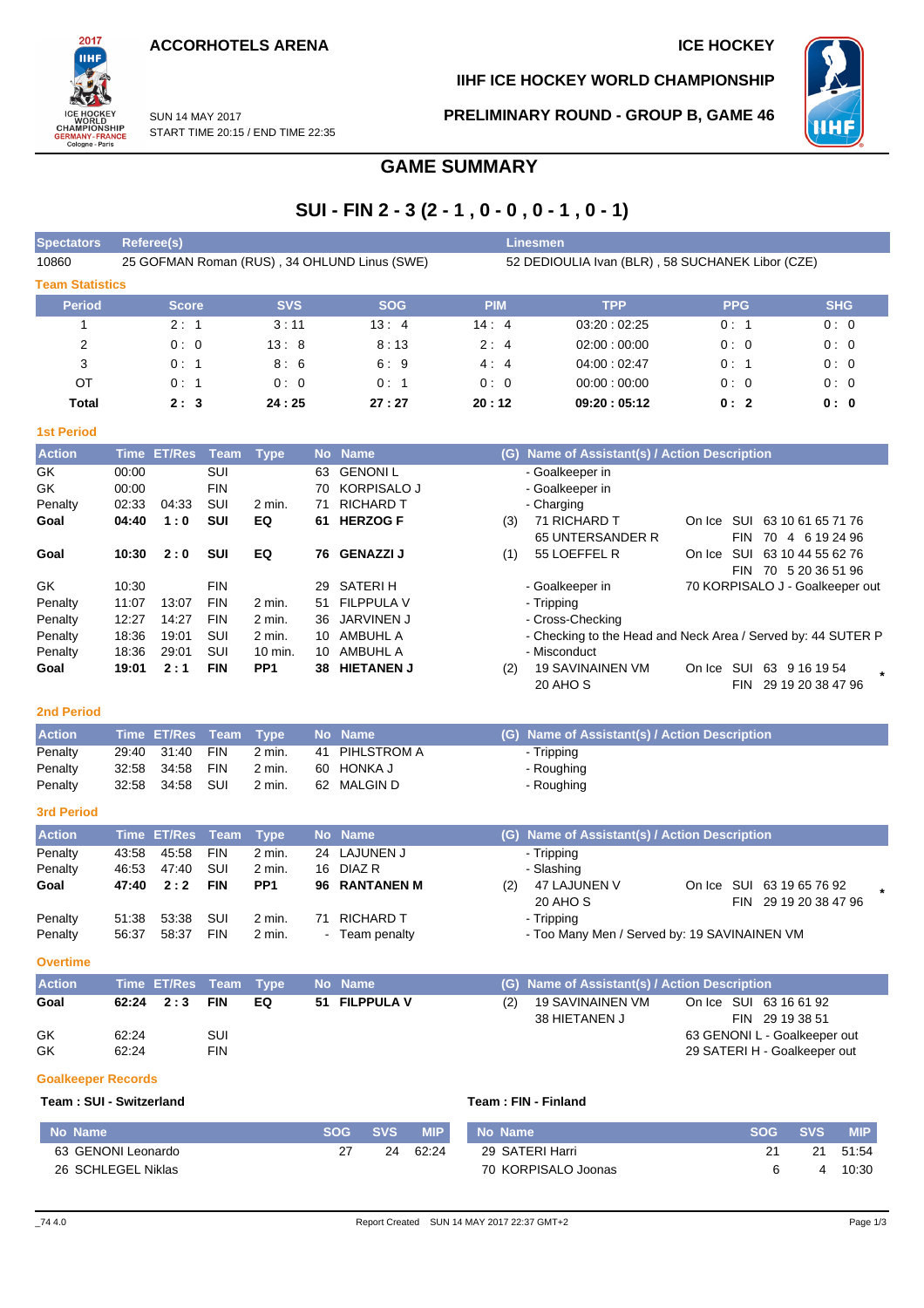ACCORHOTELS ARENA

ICE HOCKEY

IIHF ICE HOCKEY WORLD CHAMPIONSHIP

SUN 14 MAY 2017
START TIME 20:15 / END TIME 22:35

PRELIMINARY ROUND - GROUP B, GAME 46

# GAME SUMMARY

## SUI - FIN 2 - 3 (2 - 1 , 0 - 0 , 0 - 1 , 0 - 1)

| Spectators | Referee(s) | Linesmen |
|---|---|---|
| 10860 | 25 GOFMAN Roman (RUS) , 34 OHLUND Linus (SWE) | 52 DEDIOULIA Ivan (BLR) , 58 SUCHANEK Libor (CZE) |

### Team Statistics

| Period | Score | SVS | SOG | PIM | TPP | PPG | SHG |
|---|---|---|---|---|---|---|---|
| 1 | 2 : 1 | 3 : 11 | 13 : 4 | 14 : 4 | 03:20 : 02:25 | 0 : 1 | 0 : 0 |
| 2 | 0 : 0 | 13 : 8 | 8 : 13 | 2 : 4 | 02:00 : 00:00 | 0 : 0 | 0 : 0 |
| 3 | 0 : 1 | 8 : 6 | 6 : 9 | 4 : 4 | 04:00 : 02:47 | 0 : 1 | 0 : 0 |
| OT | 0 : 1 | 0 : 0 | 0 : 1 | 0 : 0 | 00:00 : 00:00 | 0 : 0 | 0 : 0 |
| **Total** | **2 : 3** | **24 : 25** | **27 : 27** | **20 : 12** | **09:20 : 05:12** | **0 : 2** | **0 : 0** |

### 1st Period

| Action | Time | ET/Res | Team | Type | No | Name | (G) | Name of Assistant(s) / Action Description | |
|---|---|---|---|---|---|---|---|---|---|
| GK | 00:00 | | SUI | | 63 | GENONI L | | - Goalkeeper in | |
| GK | 00:00 | | FIN | | 70 | KORPISALO J | | - Goalkeeper in | |
| Penalty | 02:33 | 04:33 | SUI | 2 min. | 71 | RICHARD T | | - Charging | |
| **Goal** | **04:40** | **1 : 0** | **SUI** | **EQ** | **61** | **HERZOG F** | (3) | 71 RICHARD T<br>65 UNTERSANDER R | On Ice SUI 63 10 61 65 71 76<br>FIN 70 4 6 19 24 96 |
| **Goal** | **10:30** | **2 : 0** | **SUI** | **EQ** | **76** | **GENAZZI J** | (1) | 55 LOEFFEL R | On Ice SUI 63 10 44 55 62 76<br>FIN 70 5 20 36 51 96 |
| GK | 10:30 | | FIN | | 29 | SATERI H | | - Goalkeeper in | 70 KORPISALO J - Goalkeeper out |
| Penalty | 11:07 | 13:07 | FIN | 2 min. | 51 | FILPPULA V | | - Tripping | |
| Penalty | 12:27 | 14:27 | FIN | 2 min. | 36 | JARVINEN J | | - Cross-Checking | |
| Penalty | 18:36 | 19:01 | SUI | 2 min. | 10 | AMBUHL A | | - Checking to the Head and Neck Area / Served by: 44 SUTER P | |
| Penalty | 18:36 | 29:01 | SUI | 10 min. | 10 | AMBUHL A | | - Misconduct | |
| **Goal** | **19:01** | **2 : 1** | **FIN** | **PP1** | **38** | **HIETANEN J** | (2) | 19 SAVINAINEN VM<br>20 AHO S | On Ice SUI 63 9 16 19 54<br>FIN 29 19 20 38 47 96 * |

### 2nd Period

| Action | Time | ET/Res | Team | Type | No | Name | (G) | Name of Assistant(s) / Action Description |
|---|---|---|---|---|---|---|---|---|
| Penalty | 29:40 | 31:40 | FIN | 2 min. | 41 | PIHLSTROM A | | - Tripping |
| Penalty | 32:58 | 34:58 | FIN | 2 min. | 60 | HONKA J | | - Roughing |
| Penalty | 32:58 | 34:58 | SUI | 2 min. | 62 | MALGIN D | | - Roughing |

### 3rd Period

| Action | Time | ET/Res | Team | Type | No | Name | (G) | Name of Assistant(s) / Action Description | |
|---|---|---|---|---|---|---|---|---|---|
| Penalty | 43:58 | 45:58 | FIN | 2 min. | 24 | LAJUNEN J | | - Tripping | |
| Penalty | 46:53 | 47:40 | SUI | 2 min. | 16 | DIAZ R | | - Slashing | |
| **Goal** | **47:40** | **2 : 2** | **FIN** | **PP1** | **96** | **RANTANEN M** | (2) | 47 LAJUNEN V<br>20 AHO S | On Ice SUI 63 19 65 76 92<br>FIN 29 19 20 38 47 96 * |
| Penalty | 51:38 | 53:38 | SUI | 2 min. | 71 | RICHARD T | | - Tripping | |
| Penalty | 56:37 | 58:37 | FIN | 2 min. | - | Team penalty | | - Too Many Men / Served by: 19 SAVINAINEN VM | |

### Overtime

| Action | Time | ET/Res | Team | Type | No | Name | (G) | Name of Assistant(s) / Action Description | |
|---|---|---|---|---|---|---|---|---|---|
| **Goal** | **62:24** | **2 : 3** | **FIN** | **EQ** | **51** | **FILPPULA V** | (2) | 19 SAVINAINEN VM<br>38 HIETANEN J | On Ice SUI 63 16 61 92<br>FIN 29 19 38 51 |
| GK | 62:24 | | SUI | | | | | | 63 GENONI L - Goalkeeper out |
| GK | 62:24 | | FIN | | | | | | 29 SATERI H - Goalkeeper out |

### Goalkeeper Records

**Team : SUI - Switzerland**

| No Name | SOG | SVS | MIP |
|---|---|---|---|
| 63 GENONI Leonardo | 27 | 24 | 62:24 |
| 26 SCHLEGEL Niklas | | | |

**Team : FIN - Finland**

| No Name | SOG | SVS | MIP |
|---|---|---|---|
| 29 SATERI Harri | 21 | 21 | 51:54 |
| 70 KORPISALO Joonas | 6 | 4 | 10:30 |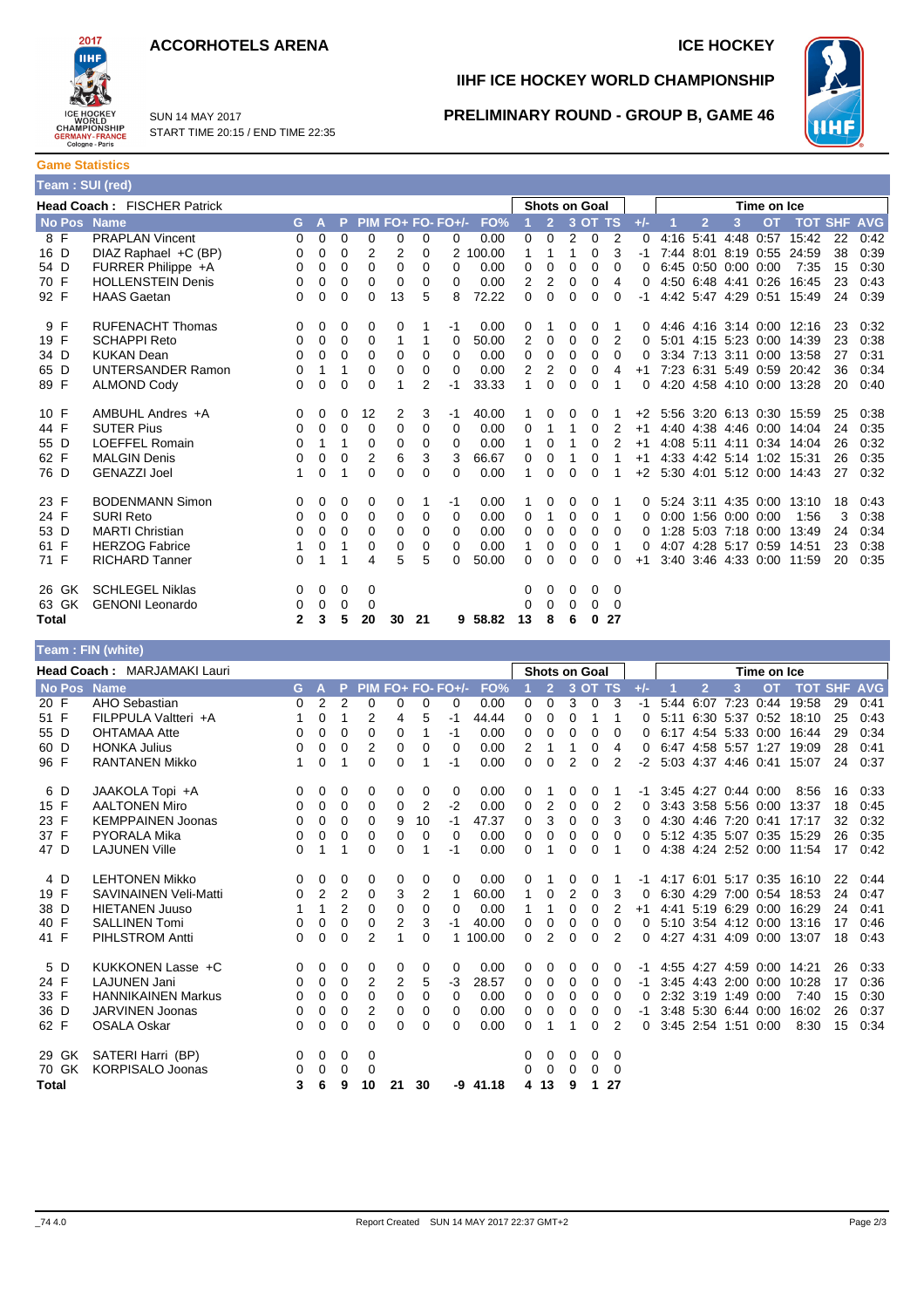# ACCORHOTELS ARENA

**ICE HOCKEY**

## IIHF ICE HOCKEY WORLD CHAMPIONSHIP

SUN 14 MAY 2017
START TIME 20:15 / END TIME 22:35

## PRELIMINARY ROUND - GROUP B, GAME 46

### Game Statistics

**Team : SUI (red)**

**Head Coach :** FISCHER Patrick

| No | Pos | Name | G | A | P | PIM | FO+ | FO- | FO+/- | FO% | Shots 1 | 2 | 3 | OT | TS | +/- | Time 1 | 2 | 3 | OT | TOT | SHF | AVG |
|---|---|---|---|---|---|---|---|---|---|---|---|---|---|---|---|---|---|---|---|---|---|---|---|
| 8 | F | PRAPLAN Vincent | 0 | 0 | 0 | 0 | 0 | 0 | 0 | 0.00 | 0 | 0 | 2 | 0 | 2 | 0 | 4:16 | 5:41 | 4:48 | 0:57 | 15:42 | 22 | 0:42 |
| 16 | D | DIAZ Raphael +C (BP) | 0 | 0 | 0 | 2 | 2 | 0 | 2 | 100.00 | 1 | 1 | 1 | 0 | 3 | -1 | 7:44 | 8:01 | 8:19 | 0:55 | 24:59 | 38 | 0:39 |
| 54 | D | FURRER Philippe +A | 0 | 0 | 0 | 0 | 0 | 0 | 0 | 0.00 | 0 | 0 | 0 | 0 | 0 | 0 | 6:45 | 0:50 | 0:00 | 0:00 | 7:35 | 15 | 0:30 |
| 70 | F | HOLLENSTEIN Denis | 0 | 0 | 0 | 0 | 0 | 0 | 0 | 0.00 | 2 | 2 | 0 | 0 | 4 | 0 | 4:50 | 6:48 | 4:41 | 0:26 | 16:45 | 23 | 0:43 |
| 92 | F | HAAS Gaetan | 0 | 0 | 0 | 0 | 13 | 5 | 8 | 72.22 | 0 | 0 | 0 | 0 | 0 | -1 | 4:42 | 5:47 | 4:29 | 0:51 | 15:49 | 24 | 0:39 |
| 9 | F | RUFENACHT Thomas | 0 | 0 | 0 | 0 | 0 | 1 | -1 | 0.00 | 0 | 1 | 0 | 0 | 1 | 0 | 4:46 | 4:16 | 3:14 | 0:00 | 12:16 | 23 | 0:32 |
| 19 | F | SCHAPPI Reto | 0 | 0 | 0 | 0 | 1 | 1 | 0 | 50.00 | 2 | 0 | 0 | 0 | 2 | 0 | 5:01 | 4:15 | 5:23 | 0:00 | 14:39 | 23 | 0:38 |
| 34 | D | KUKAN Dean | 0 | 0 | 0 | 0 | 0 | 0 | 0 | 0.00 | 0 | 0 | 0 | 0 | 0 | 0 | 3:34 | 7:13 | 3:11 | 0:00 | 13:58 | 27 | 0:31 |
| 65 | D | UNTERSANDER Ramon | 0 | 1 | 1 | 0 | 0 | 0 | 0 | 0.00 | 2 | 2 | 0 | 0 | 4 | +1 | 7:23 | 6:31 | 5:49 | 0:59 | 20:42 | 36 | 0:34 |
| 89 | F | ALMOND Cody | 0 | 0 | 0 | 0 | 1 | 2 | -1 | 33.33 | 1 | 0 | 0 | 0 | 1 | 0 | 4:20 | 4:58 | 4:10 | 0:00 | 13:28 | 20 | 0:40 |
| 10 | F | AMBUHL Andres +A | 0 | 0 | 0 | 12 | 2 | 3 | -1 | 40.00 | 1 | 0 | 0 | 0 | 1 | +2 | 5:56 | 3:20 | 6:13 | 0:30 | 15:59 | 25 | 0:38 |
| 44 | F | SUTER Pius | 0 | 0 | 0 | 0 | 0 | 0 | 0 | 0.00 | 0 | 1 | 1 | 0 | 2 | +1 | 4:40 | 4:38 | 4:46 | 0:00 | 14:04 | 24 | 0:35 |
| 55 | D | LOEFFEL Romain | 0 | 1 | 1 | 0 | 0 | 0 | 0 | 0.00 | 1 | 0 | 1 | 0 | 2 | +1 | 4:08 | 5:11 | 4:11 | 0:34 | 14:04 | 26 | 0:32 |
| 62 | F | MALGIN Denis | 0 | 0 | 0 | 2 | 6 | 3 | 3 | 66.67 | 0 | 0 | 1 | 0 | 1 | +1 | 4:33 | 4:42 | 5:14 | 1:02 | 15:31 | 26 | 0:35 |
| 76 | D | GENAZZI Joel | 1 | 0 | 1 | 0 | 0 | 0 | 0 | 0.00 | 1 | 0 | 0 | 0 | 1 | +2 | 5:30 | 4:01 | 5:12 | 0:00 | 14:43 | 27 | 0:32 |
| 23 | F | BODENMANN Simon | 0 | 0 | 0 | 0 | 0 | 1 | -1 | 0.00 | 1 | 0 | 0 | 0 | 1 | 0 | 5:24 | 3:11 | 4:35 | 0:00 | 13:10 | 18 | 0:43 |
| 24 | F | SURI Reto | 0 | 0 | 0 | 0 | 0 | 0 | 0 | 0.00 | 0 | 1 | 0 | 0 | 1 | 0 | 0:00 | 1:56 | 0:00 | 0:00 | 1:56 | 3 | 0:38 |
| 53 | D | MARTI Christian | 0 | 0 | 0 | 0 | 0 | 0 | 0 | 0.00 | 0 | 0 | 0 | 0 | 0 | 0 | 1:28 | 5:03 | 7:18 | 0:00 | 13:49 | 24 | 0:34 |
| 61 | F | HERZOG Fabrice | 1 | 0 | 1 | 0 | 0 | 0 | 0 | 0.00 | 1 | 0 | 0 | 0 | 1 | 0 | 4:07 | 4:28 | 5:17 | 0:59 | 14:51 | 23 | 0:38 |
| 71 | F | RICHARD Tanner | 0 | 1 | 1 | 4 | 5 | 5 | 0 | 50.00 | 0 | 0 | 0 | 0 | 0 | +1 | 3:40 | 3:46 | 4:33 | 0:00 | 11:59 | 20 | 0:35 |
| 26 | GK | SCHLEGEL Niklas | 0 | 0 | 0 | 0 | | | | | 0 | 0 | 0 | 0 | 0 | | | | | | | | |
| 63 | GK | GENONI Leonardo | 0 | 0 | 0 | 0 | | | | | 0 | 0 | 0 | 0 | 0 | | | | | | | | |
| **Total** | | | **2** | **3** | **5** | **20** | **30** | **21** | **9** | **58.82** | **13** | **8** | **6** | **0** | **27** | | | | | | | | |

**Team : FIN (white)**

**Head Coach :** MARJAMAKI Lauri

| No | Pos | Name | G | A | P | PIM | FO+ | FO- | FO+/- | FO% | Shots 1 | 2 | 3 | OT | TS | +/- | Time 1 | 2 | 3 | OT | TOT | SHF | AVG |
|---|---|---|---|---|---|---|---|---|---|---|---|---|---|---|---|---|---|---|---|---|---|---|---|
| 20 | F | AHO Sebastian | 0 | 2 | 2 | 0 | 0 | 0 | 0 | 0.00 | 0 | 0 | 3 | 0 | 3 | -1 | 5:44 | 6:07 | 7:23 | 0:44 | 19:58 | 29 | 0:41 |
| 51 | F | FILPPULA Valtteri +A | 1 | 0 | 1 | 2 | 4 | 5 | -1 | 44.44 | 0 | 0 | 0 | 1 | 1 | 0 | 5:11 | 6:30 | 5:37 | 0:52 | 18:10 | 25 | 0:43 |
| 55 | D | OHTAMAA Atte | 0 | 0 | 0 | 0 | 0 | 1 | -1 | 0.00 | 0 | 0 | 0 | 0 | 0 | 0 | 6:17 | 4:54 | 5:33 | 0:00 | 16:44 | 29 | 0:34 |
| 60 | D | HONKA Julius | 0 | 0 | 0 | 2 | 0 | 0 | 0 | 0.00 | 2 | 1 | 1 | 0 | 4 | 0 | 6:47 | 4:58 | 5:57 | 1:27 | 19:09 | 28 | 0:41 |
| 96 | F | RANTANEN Mikko | 1 | 0 | 1 | 0 | 0 | 1 | -1 | 0.00 | 0 | 0 | 2 | 0 | 2 | -2 | 5:03 | 4:37 | 4:46 | 0:41 | 15:07 | 24 | 0:37 |
| 6 | D | JAAKOLA Topi +A | 0 | 0 | 0 | 0 | 0 | 0 | 0 | 0.00 | 0 | 1 | 0 | 0 | 1 | -1 | 3:45 | 4:27 | 0:44 | 0:00 | 8:56 | 16 | 0:33 |
| 15 | F | AALTONEN Miro | 0 | 0 | 0 | 0 | 0 | 2 | -2 | 0.00 | 0 | 2 | 0 | 0 | 2 | 0 | 3:43 | 3:58 | 5:56 | 0:00 | 13:37 | 18 | 0:45 |
| 23 | F | KEMPPAINEN Joonas | 0 | 0 | 0 | 0 | 9 | 10 | -1 | 47.37 | 0 | 3 | 0 | 0 | 3 | 0 | 4:30 | 4:46 | 7:20 | 0:41 | 17:17 | 32 | 0:32 |
| 37 | F | PYORALA Mika | 0 | 0 | 0 | 0 | 0 | 0 | 0 | 0.00 | 0 | 0 | 0 | 0 | 0 | 0 | 5:12 | 4:35 | 5:07 | 0:35 | 15:29 | 26 | 0:35 |
| 47 | D | LAJUNEN Ville | 0 | 1 | 1 | 0 | 0 | 1 | -1 | 0.00 | 0 | 1 | 0 | 0 | 1 | 0 | 4:38 | 4:24 | 2:52 | 0:00 | 11:54 | 17 | 0:42 |
| 4 | D | LEHTONEN Mikko | 0 | 0 | 0 | 0 | 0 | 0 | 0 | 0.00 | 0 | 1 | 0 | 0 | 1 | -1 | 4:17 | 6:01 | 5:17 | 0:35 | 16:10 | 22 | 0:44 |
| 19 | F | SAVINAINEN Veli-Matti | 0 | 2 | 2 | 0 | 3 | 2 | 1 | 60.00 | 1 | 0 | 2 | 0 | 3 | 0 | 6:30 | 4:29 | 7:00 | 0:54 | 18:53 | 24 | 0:47 |
| 38 | D | HIETANEN Juuso | 1 | 1 | 2 | 0 | 0 | 0 | 0 | 0.00 | 1 | 1 | 0 | 0 | 2 | +1 | 4:41 | 5:19 | 6:29 | 0:00 | 16:29 | 24 | 0:41 |
| 40 | F | SALLINEN Tomi | 0 | 0 | 0 | 0 | 2 | 3 | -1 | 40.00 | 0 | 0 | 0 | 0 | 0 | 0 | 5:10 | 3:54 | 4:12 | 0:00 | 13:16 | 17 | 0:46 |
| 41 | F | PIHLSTROM Antti | 0 | 0 | 0 | 2 | 1 | 0 | 1 | 100.00 | 0 | 2 | 0 | 0 | 2 | 0 | 4:27 | 4:31 | 4:09 | 0:00 | 13:07 | 18 | 0:43 |
| 5 | D | KUKKONEN Lasse +C | 0 | 0 | 0 | 0 | 0 | 0 | 0 | 0.00 | 0 | 0 | 0 | 0 | 0 | -1 | 4:55 | 4:27 | 4:59 | 0:00 | 14:21 | 26 | 0:33 |
| 24 | F | LAJUNEN Jani | 0 | 0 | 0 | 2 | 2 | 5 | -3 | 28.57 | 0 | 0 | 0 | 0 | 0 | -1 | 3:45 | 4:43 | 2:00 | 0:00 | 10:28 | 17 | 0:36 |
| 33 | F | HANNIKAINEN Markus | 0 | 0 | 0 | 0 | 0 | 0 | 0 | 0.00 | 0 | 0 | 0 | 0 | 0 | 0 | 2:32 | 3:19 | 1:49 | 0:00 | 7:40 | 15 | 0:30 |
| 36 | D | JARVINEN Joonas | 0 | 0 | 0 | 2 | 0 | 0 | 0 | 0.00 | 0 | 0 | 0 | 0 | 0 | -1 | 3:48 | 5:30 | 6:44 | 0:00 | 16:02 | 26 | 0:37 |
| 62 | F | OSALA Oskar | 0 | 0 | 0 | 0 | 0 | 0 | 0 | 0.00 | 0 | 1 | 1 | 0 | 2 | 0 | 3:45 | 2:54 | 1:51 | 0:00 | 8:30 | 15 | 0:34 |
| 29 | GK | SATERI Harri (BP) | 0 | 0 | 0 | 0 | | | | | 0 | 0 | 0 | 0 | 0 | | | | | | | | |
| 70 | GK | KORPISALO Joonas | 0 | 0 | 0 | 0 | | | | | 0 | 0 | 0 | 0 | 0 | | | | | | | | |
| **Total** | | | **3** | **6** | **9** | **10** | **21** | **30** | **-9** | **41.18** | **4** | **13** | **9** | **1** | **27** | | | | | | | | |

_74 4.0 Report Created SUN 14 MAY 2017 22:37 GMT+2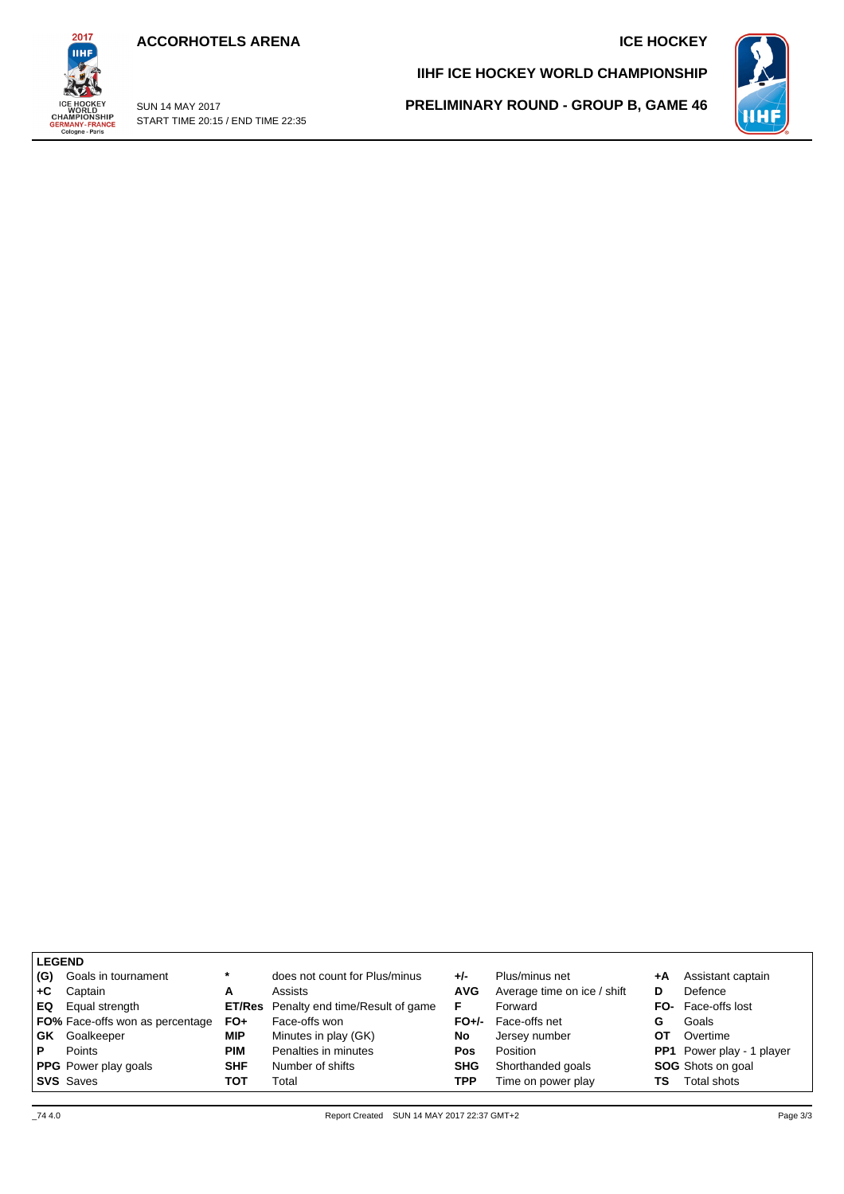ACCORHOTELS ARENA

ICE HOCKEY

IIHF ICE HOCKEY WORLD CHAMPIONSHIP

SUN 14 MAY 2017
START TIME 20:15 / END TIME 22:35

PRELIMINARY ROUND - GROUP B, GAME 46

**LEGEND**

| | | | | | | | |
|---|---|---|---|---|---|---|---|
| **(G)** | Goals in tournament | * | does not count for Plus/minus | **+/-** | Plus/minus net | **+A** | Assistant captain |
| **+C** | Captain | **A** | Assists | **AVG** | Average time on ice / shift | **D** | Defence |
| **EQ** | Equal strength | **ET/Res** | Penalty end time/Result of game | **F** | Forward | **FO-** | Face-offs lost |
| **FO%** | Face-offs won as percentage | **FO+** | Face-offs won | **FO+/-** | Face-offs net | **G** | Goals |
| **GK** | Goalkeeper | **MIP** | Minutes in play (GK) | **No** | Jersey number | **OT** | Overtime |
| **P** | Points | **PIM** | Penalties in minutes | **Pos** | Position | **PP1** | Power play - 1 player |
| **PPG** | Power play goals | **SHF** | Number of shifts | **SHG** | Shorthanded goals | **SOG** | Shots on goal |
| **SVS** | Saves | **TOT** | Total | **TPP** | Time on power play | **TS** | Total shots |

_74 4.0 Report Created SUN 14 MAY 2017 22:37 GMT+2